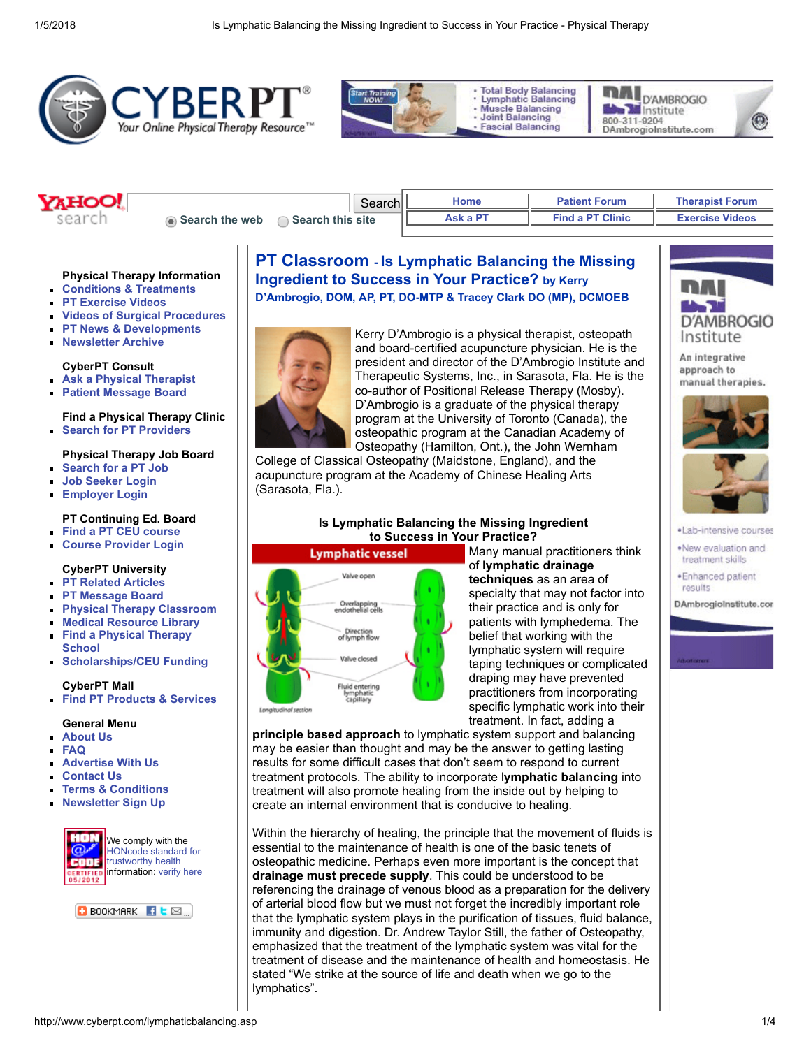# PT Classroom - Is Lymphatic Balancing the Missing Ingredient to Success in Your Practice? by Kerry D'Ambrogio, DOM, AP, PT, DO-MTP & Tracey Clark DO (MP), DCMOEB

Kerry D'Ambrogio is a physical therapist, osteopath and board-certified acupuncture physician. He is the president and director of the D'Ambrogio Institute and Therapeutic Systems, Inc., in Sarasota, Fla. He is the co-author of Positional Release Therapy (Mosby). D'Ambrogio is a graduate of the physical therapy program at the University of Toronto (Canada), the osteopathic program at the Canadian Academy of Osteopathy (Hamilton, Ont.), the John Wernham College of Classical Osteopathy (Maidstone, England), and the acupuncture program at the Academy of Chinese Healing Arts (Sarasota, Fla.).

## Is Lymphatic Balancing the Missing Ingredient to Success in Your Practice?

Many manual practitioners think of **lymphatic drainage techniques** as an area of specialty that may not factor into their practice and is only for patients with lymphedema. The belief that working with the lymphatic system will require taping techniques or complicated draping may have prevented practitioners from incorporating specific lymphatic work into their treatment. In fact, adding a **principle based approach** to lymphatic system support and balancing may be easier than thought and may be the answer to getting lasting results for some difficult cases that don't seem to respond to current treatment protocols. The ability to incorporate l**ymphatic balancing** into treatment will also promote healing from the inside out by helping to create an internal environment that is conducive to healing.

Within the hierarchy of healing, the principle that the movement of fluids is essential to the maintenance of health is one of the basic tenets of osteopathic medicine. Perhaps even more important is the concept that **drainage must precede supply**. This could be understood to be referencing the drainage of venous blood as a preparation for the delivery of arterial blood flow but we must not forget the incredibly important role that the lymphatic system plays in the purification of tissues, fluid balance, immunity and digestion. Dr. Andrew Taylor Still, the father of Osteopathy, emphasized that the treatment of the lymphatic system was vital for the treatment of disease and the maintenance of health and homeostasis. He stated "We strike at the source of life and death when we go to the lymphatics".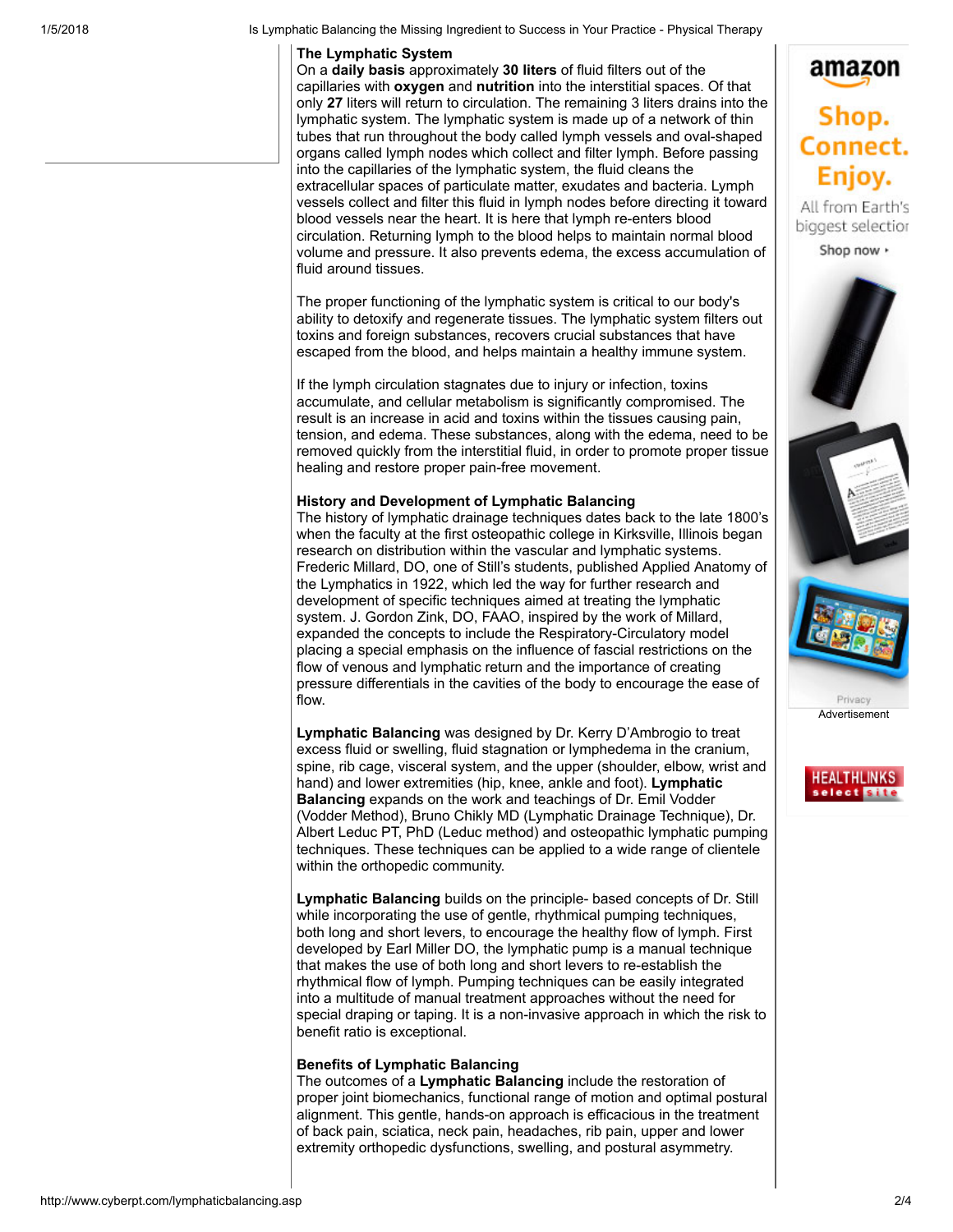**The Lymphatic System**

On a **daily basis** approximately **30 liters** of fluid filters out of the capillaries with **oxygen** and **nutrition** into the interstitial spaces. Of that only **27** liters will return to circulation. The remaining 3 liters drains into the lymphatic system. The lymphatic system is made up of a network of thin tubes that run throughout the body called lymph vessels and oval-shaped organs called lymph nodes which collect and filter lymph. Before passing into the capillaries of the lymphatic system, the fluid cleans the extracellular spaces of particulate matter, exudates and bacteria. Lymph vessels collect and filter this fluid in lymph nodes before directing it toward blood vessels near the heart. It is here that lymph re-enters blood circulation. Returning lymph to the blood helps to maintain normal blood volume and pressure. It also prevents edema, the excess accumulation of fluid around tissues.

The proper functioning of the lymphatic system is critical to our body's ability to detoxify and regenerate tissues. The lymphatic system filters out toxins and foreign substances, recovers crucial substances that have escaped from the blood, and helps maintain a healthy immune system.

If the lymph circulation stagnates due to injury or infection, toxins accumulate, and cellular metabolism is significantly compromised. The result is an increase in acid and toxins within the tissues causing pain, tension, and edema. These substances, along with the edema, need to be removed quickly from the interstitial fluid, in order to promote proper tissue healing and restore proper pain-free movement.

**History and Development of Lymphatic Balancing**

The history of lymphatic drainage techniques dates back to the late 1800's when the faculty at the first osteopathic college in Kirksville, Illinois began research on distribution within the vascular and lymphatic systems. Frederic Millard, DO, one of Still's students, published Applied Anatomy of the Lymphatics in 1922, which led the way for further research and development of specific techniques aimed at treating the lymphatic system. J. Gordon Zink, DO, FAAO, inspired by the work of Millard, expanded the concepts to include the Respiratory-Circulatory model placing a special emphasis on the influence of fascial restrictions on the flow of venous and lymphatic return and the importance of creating pressure differentials in the cavities of the body to encourage the ease of flow.

**Lymphatic Balancing** was designed by Dr. Kerry D'Ambrogio to treat excess fluid or swelling, fluid stagnation or lymphedema in the cranium, spine, rib cage, visceral system, and the upper (shoulder, elbow, wrist and hand) and lower extremities (hip, knee, ankle and foot). **Lymphatic Balancing** expands on the work and teachings of Dr. Emil Vodder (Vodder Method), Bruno Chikly MD (Lymphatic Drainage Technique), Dr. Albert Leduc PT, PhD (Leduc method) and osteopathic lymphatic pumping techniques. These techniques can be applied to a wide range of clientele within the orthopedic community.

**Lymphatic Balancing** builds on the principle- based concepts of Dr. Still while incorporating the use of gentle, rhythmical pumping techniques, both long and short levers, to encourage the healthy flow of lymph. First developed by Earl Miller DO, the lymphatic pump is a manual technique that makes the use of both long and short levers to re-establish the rhythmical flow of lymph. Pumping techniques can be easily integrated into a multitude of manual treatment approaches without the need for special draping or taping. It is a non-invasive approach in which the risk to benefit ratio is exceptional.

**Benefits of Lymphatic Balancing**

The outcomes of a **Lymphatic Balancing** include the restoration of proper joint biomechanics, functional range of motion and optimal postural alignment. This gentle, hands-on approach is efficacious in the treatment of back pain, sciatica, neck pain, headaches, rib pain, upper and lower extremity orthopedic dysfunctions, swelling, and postural asymmetry.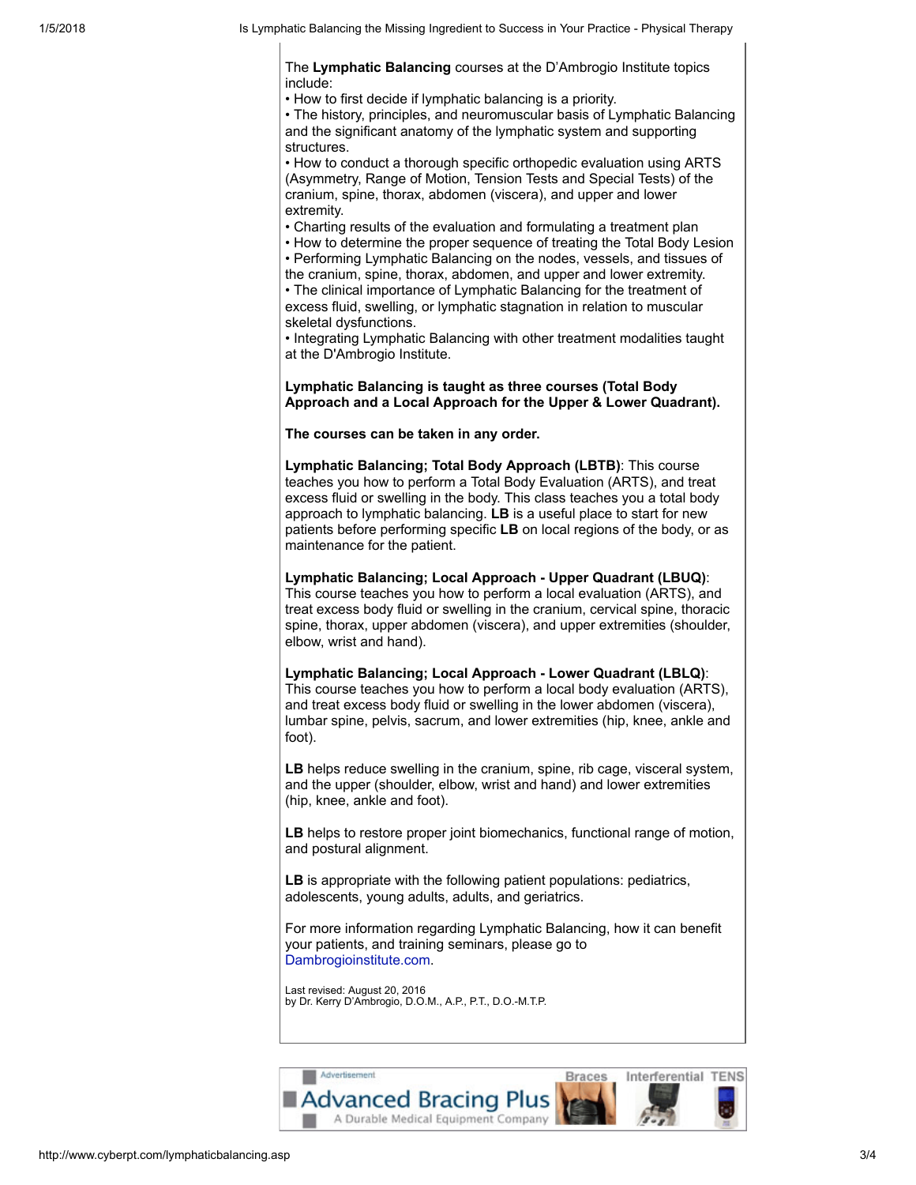The **Lymphatic Balancing** courses at the D'Ambrogio Institute topics include:

• How to first decide if lymphatic balancing is a priority.
• The history, principles, and neuromuscular basis of Lymphatic Balancing and the significant anatomy of the lymphatic system and supporting structures.
• How to conduct a thorough specific orthopedic evaluation using ARTS (Asymmetry, Range of Motion, Tension Tests and Special Tests) of the cranium, spine, thorax, abdomen (viscera), and upper and lower extremity.
• Charting results of the evaluation and formulating a treatment plan
• How to determine the proper sequence of treating the Total Body Lesion
• Performing Lymphatic Balancing on the nodes, vessels, and tissues of the cranium, spine, thorax, abdomen, and upper and lower extremity.
• The clinical importance of Lymphatic Balancing for the treatment of excess fluid, swelling, or lymphatic stagnation in relation to muscular skeletal dysfunctions.
• Integrating Lymphatic Balancing with other treatment modalities taught at the D'Ambrogio Institute.

**Lymphatic Balancing is taught as three courses (Total Body Approach and a Local Approach for the Upper & Lower Quadrant).**

**The courses can be taken in any order.**

**Lymphatic Balancing; Total Body Approach (LBTB)**: This course teaches you how to perform a Total Body Evaluation (ARTS), and treat excess fluid or swelling in the body. This class teaches you a total body approach to lymphatic balancing. **LB** is a useful place to start for new patients before performing specific **LB** on local regions of the body, or as maintenance for the patient.

**Lymphatic Balancing; Local Approach - Upper Quadrant (LBUQ)**: This course teaches you how to perform a local evaluation (ARTS), and treat excess body fluid or swelling in the cranium, cervical spine, thoracic spine, thorax, upper abdomen (viscera), and upper extremities (shoulder, elbow, wrist and hand).

**Lymphatic Balancing; Local Approach - Lower Quadrant (LBLQ)**: This course teaches you how to perform a local body evaluation (ARTS), and treat excess body fluid or swelling in the lower abdomen (viscera), lumbar spine, pelvis, sacrum, and lower extremities (hip, knee, ankle and foot).

**LB** helps reduce swelling in the cranium, spine, rib cage, visceral system, and the upper (shoulder, elbow, wrist and hand) and lower extremities (hip, knee, ankle and foot).

**LB** helps to restore proper joint biomechanics, functional range of motion, and postural alignment.

**LB** is appropriate with the following patient populations: pediatrics, adolescents, young adults, adults, and geriatrics.

For more information regarding Lymphatic Balancing, how it can benefit your patients, and training seminars, please go to Dambrogioinstitute.com.

Last revised: August 20, 2016
by Dr. Kerry D'Ambrogio, D.O.M., A.P., P.T., D.O.-M.T.P.

Advertisement
Advanced Bracing Plus
A Durable Medical Equipment Company
Braces Interferential TENS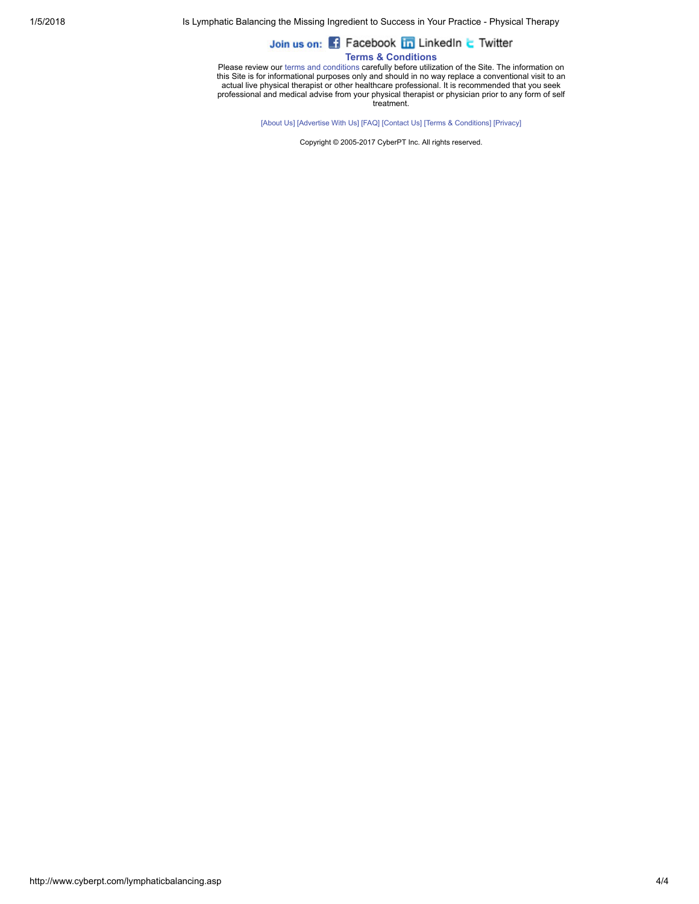Join us on: Facebook LinkedIn Twitter

**Terms & Conditions**

Please review our terms and conditions carefully before utilization of the Site. The information on this Site is for informational purposes only and should in no way replace a conventional visit to an actual live physical therapist or other healthcare professional. It is recommended that you seek professional and medical advise from your physical therapist or physician prior to any form of self treatment.

[About Us] [Advertise With Us] [FAQ] [Contact Us] [Terms & Conditions] [Privacy]

Copyright © 2005-2017 CyberPT Inc. All rights reserved.